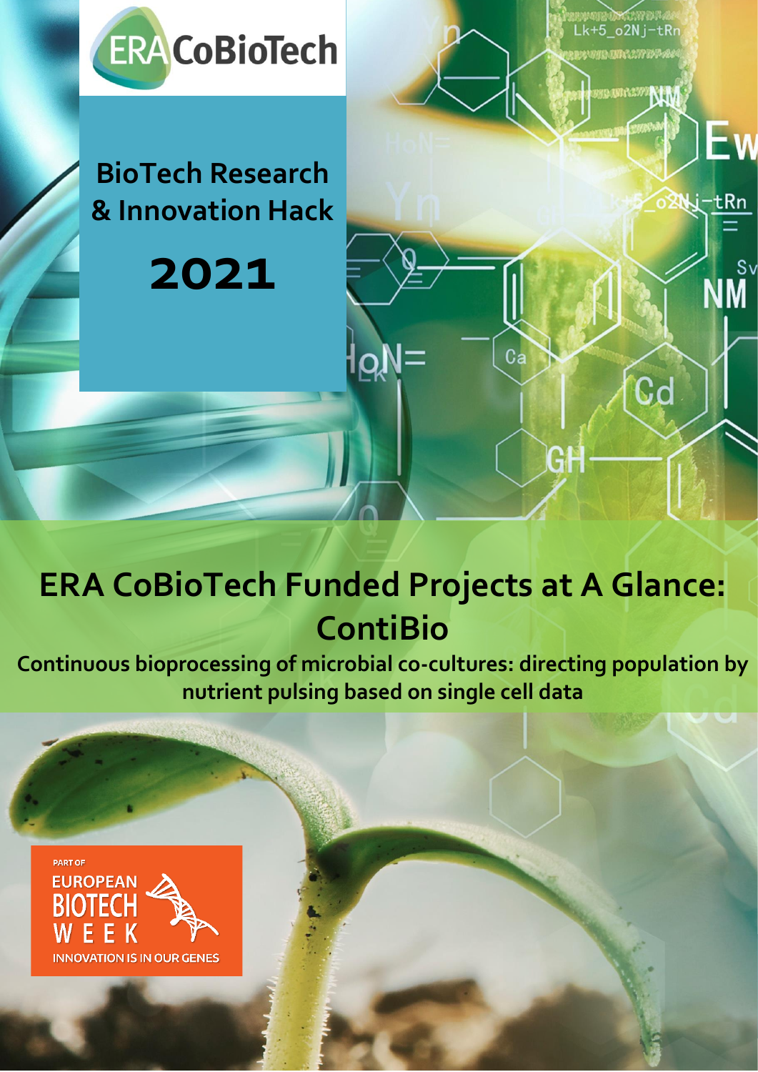ERA CoBioTech

# BioTech Research & Innovation Hack

# 2021

# ERA CoBioTech Funded Projects at A Glance: ContiBio

**Continuous bioprocessing of microbial co-cultures: directing population by nutrient pulsing based on single cell data**

PART OF EUROPEAN BIOTECH WEEK

INNOVATION IS IN OUR GENES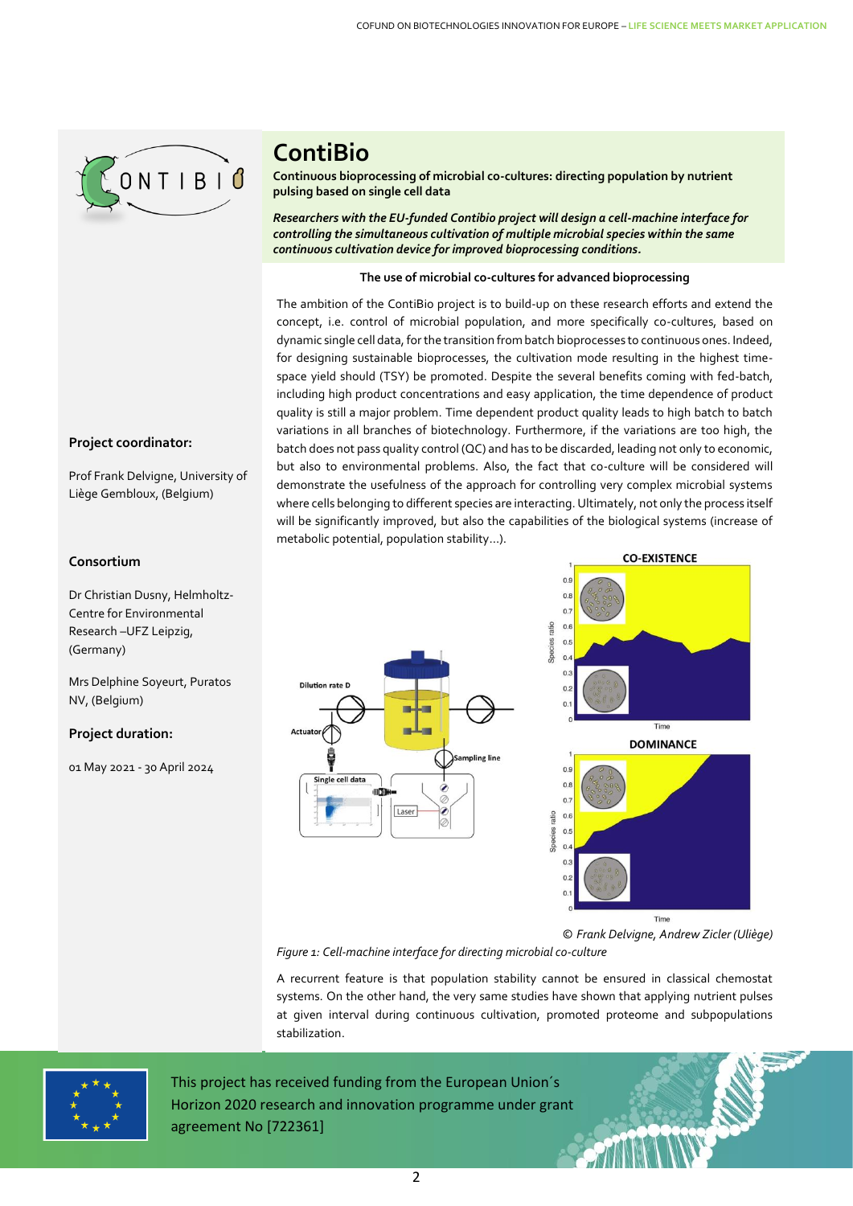# ContiBio

**Continuous bioprocessing of microbial co-cultures: directing population by nutrient pulsing based on single cell data**

***Researchers with the EU-funded Contibio project will design a cell-machine interface for controlling the simultaneous cultivation of multiple microbial species within the same continuous cultivation device for improved bioprocessing conditions.***

**Project coordinator:**

Prof Frank Delvigne, University of Liège Gembloux, (Belgium)

**Consortium**

Dr Christian Dusny, Helmholtz-Centre for Environmental Research –UFZ Leipzig, (Germany)

Mrs Delphine Soyeurt, Puratos NV, (Belgium)

**Project duration:**

01 May 2021 - 30 April 2024

### The use of microbial co-cultures for advanced bioprocessing

The ambition of the ContiBio project is to build-up on these research efforts and extend the concept, i.e. control of microbial population, and more specifically co-cultures, based on dynamic single cell data, for the transition from batch bioprocesses to continuous ones. Indeed, for designing sustainable bioprocesses, the cultivation mode resulting in the highest time-space yield should (TSY) be promoted. Despite the several benefits coming with fed-batch, including high product concentrations and easy application, the time dependence of product quality is still a major problem. Time dependent product quality leads to high batch to batch variations in all branches of biotechnology. Furthermore, if the variations are too high, the batch does not pass quality control (QC) and has to be discarded, leading not only to economic, but also to environmental problems. Also, the fact that co-culture will be considered will demonstrate the usefulness of the approach for controlling very complex microbial systems where cells belonging to different species are interacting. Ultimately, not only the process itself will be significantly improved, but also the capabilities of the biological systems (increase of metabolic potential, population stability…).

© *Frank Delvigne, Andrew Zicler (Liège)*

*Figure 1: Cell-machine interface for directing microbial co-culture*

A recurrent feature is that population stability cannot be ensured in classical chemostat systems. On the other hand, the very same studies have shown that applying nutrient pulses at given interval during continuous cultivation, promoted proteome and subpopulations stabilization.

This project has received funding from the European Union´s Horizon 2020 research and innovation programme under grant agreement No [722361]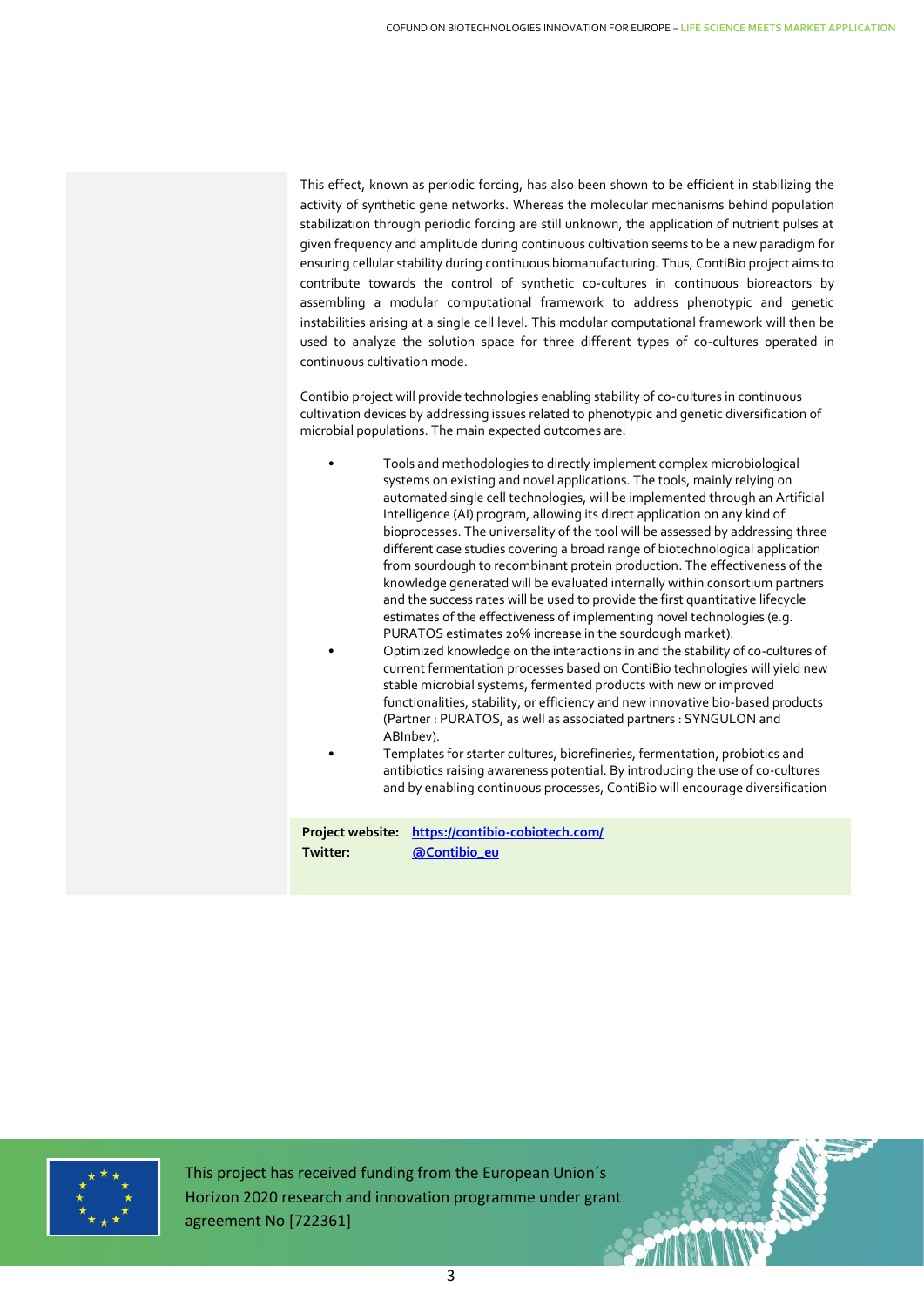This effect, known as periodic forcing, has also been shown to be efficient in stabilizing the activity of synthetic gene networks. Whereas the molecular mechanisms behind population stabilization through periodic forcing are still unknown, the application of nutrient pulses at given frequency and amplitude during continuous cultivation seems to be a new paradigm for ensuring cellular stability during continuous biomanufacturing. Thus, ContiBio project aims to contribute towards the control of synthetic co-cultures in continuous bioreactors by assembling a modular computational framework to address phenotypic and genetic instabilities arising at a single cell level. This modular computational framework will then be used to analyze the solution space for three different types of co-cultures operated in continuous cultivation mode.

Contibio project will provide technologies enabling stability of co-cultures in continuous cultivation devices by addressing issues related to phenotypic and genetic diversification of microbial populations. The main expected outcomes are:

- Tools and methodologies to directly implement complex microbiological systems on existing and novel applications. The tools, mainly relying on automated single cell technologies, will be implemented through an Artificial Intelligence (AI) program, allowing its direct application on any kind of bioprocesses. The universality of the tool will be assessed by addressing three different case studies covering a broad range of biotechnological application from sourdough to recombinant protein production. The effectiveness of the knowledge generated will be evaluated internally within consortium partners and the success rates will be used to provide the first quantitative lifecycle estimates of the effectiveness of implementing novel technologies (e.g. PURATOS estimates 20% increase in the sourdough market).
- Optimized knowledge on the interactions in and the stability of co-cultures of current fermentation processes based on ContiBio technologies will yield new stable microbial systems, fermented products with new or improved functionalities, stability, or efficiency and new innovative bio-based products (Partner : PURATOS, as well as associated partners : SYNGULON and ABInbev).
- Templates for starter cultures, biorefineries, fermentation, probiotics and antibiotics raising awareness potential. By introducing the use of co-cultures and by enabling continuous processes, ContiBio will encourage diversification

**Project website:** [https://contibio-cobiotech.com/](https://contibio-cobiotech.com/)
**Twitter:** @Contibio_eu

This project has received funding from the European Union´s Horizon 2020 research and innovation programme under grant agreement No [722361]